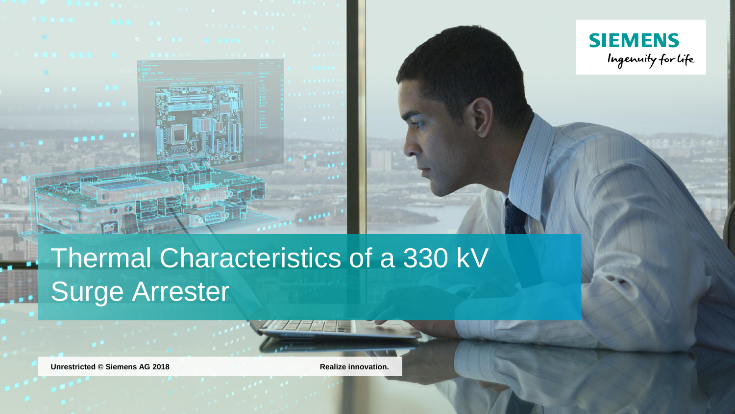# Thermal Characteristics of a 330 kV Surge Arrester

SIEMENS
Ingenuity for life

Unrestricted © Siemens AG 2018

Realize innovation.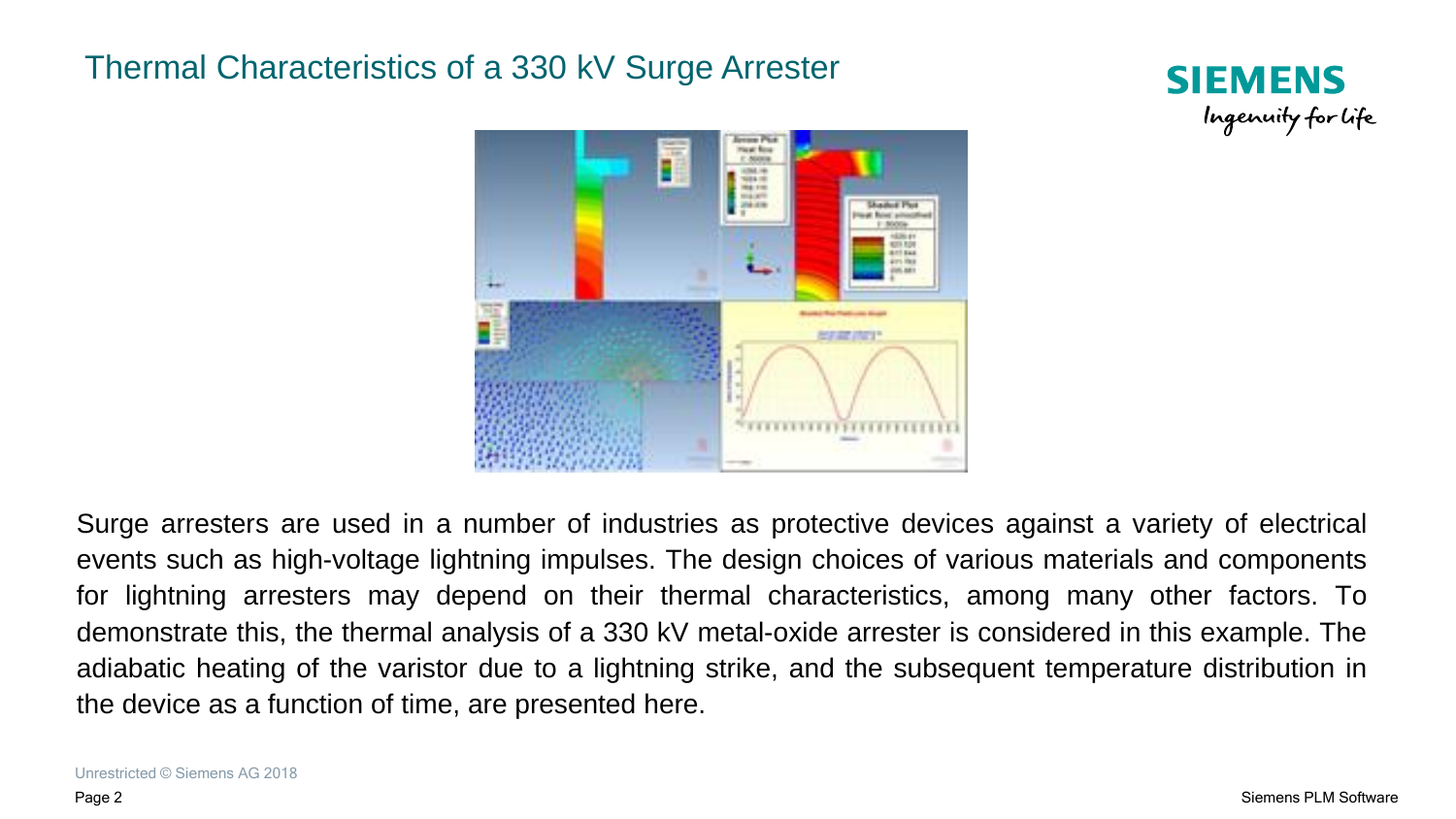# Thermal Characteristics of a 330 kV Surge Arrester

Surge arresters are used in a number of industries as protective devices against a variety of electrical events such as high-voltage lightning impulses. The design choices of various materials and components for lightning arresters may depend on their thermal characteristics, among many other factors. To demonstrate this, the thermal analysis of a 330 kV metal-oxide arrester is considered in this example. The adiabatic heating of the varistor due to a lightning strike, and the subsequent temperature distribution in the device as a function of time, are presented here.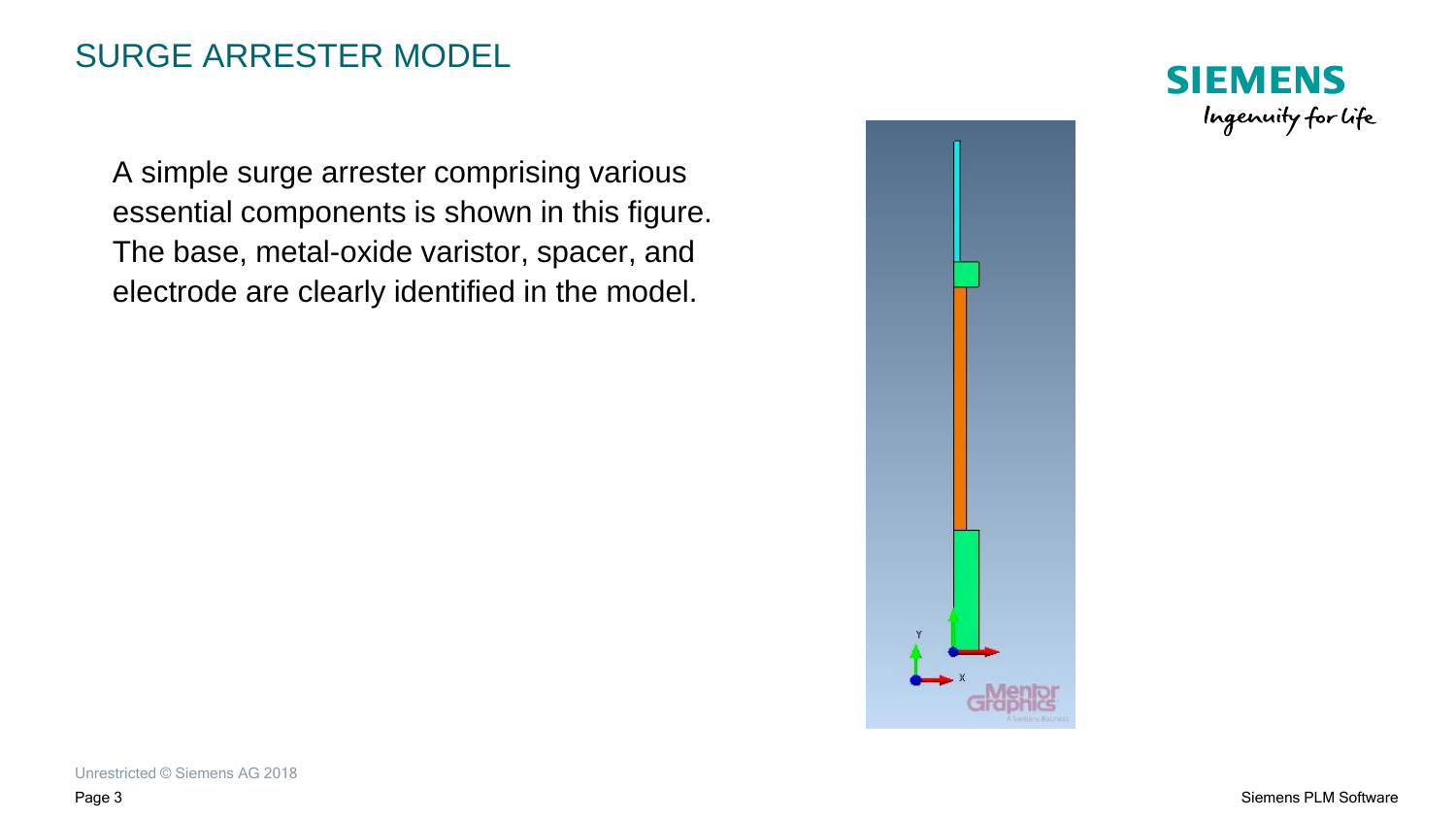# SURGE ARRESTER MODEL

A simple surge arrester comprising various essential components is shown in this figure. The base, metal-oxide varistor, spacer, and electrode are clearly identified in the model.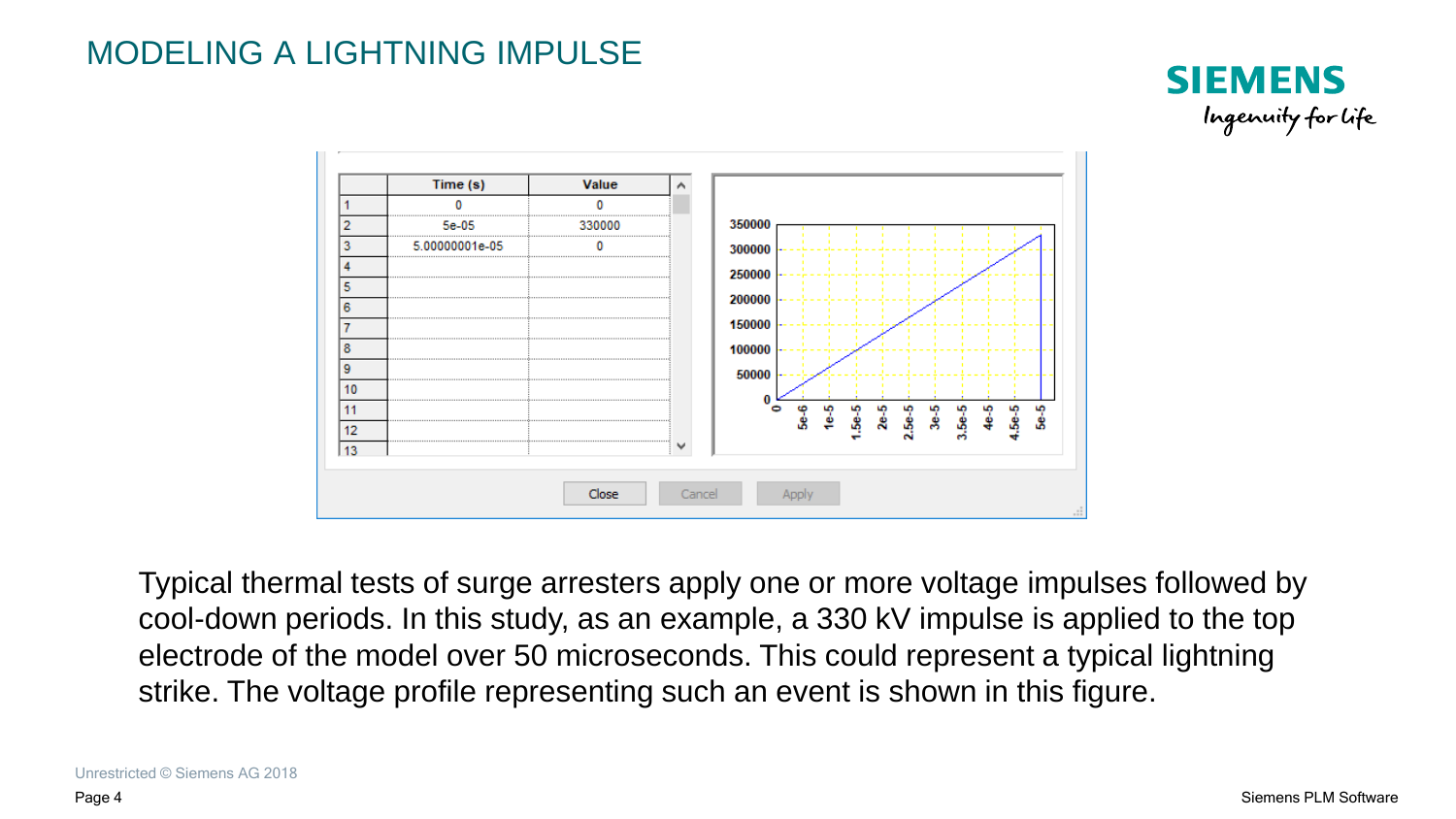# MODELING A LIGHTNING IMPULSE

| | Time (s) | Value |
|---|---|---|
| 1 | 0 | 0 |
| 2 | 5e-05 | 330000 |
| 3 | 5.00000001e-05 | 0 |
| 4 | | |
| 5 | | |
| 6 | | |
| 7 | | |
| 8 | | |
| 9 | | |
| 10 | | |
| 11 | | |
| 12 | | |
| 13 | | |

350000
300000
250000
200000
150000
100000
50000
0

0
5e-6
1e-5
1.5e-5
2e-5
2.5e-5
3e-5
3.5e-5
4e-5
4.5e-5
5e-5

Close Cancel Apply

Typical thermal tests of surge arresters apply one or more voltage impulses followed by cool-down periods. In this study, as an example, a 330 kV impulse is applied to the top electrode of the model over 50 microseconds. This could represent a typical lightning strike. The voltage profile representing such an event is shown in this figure.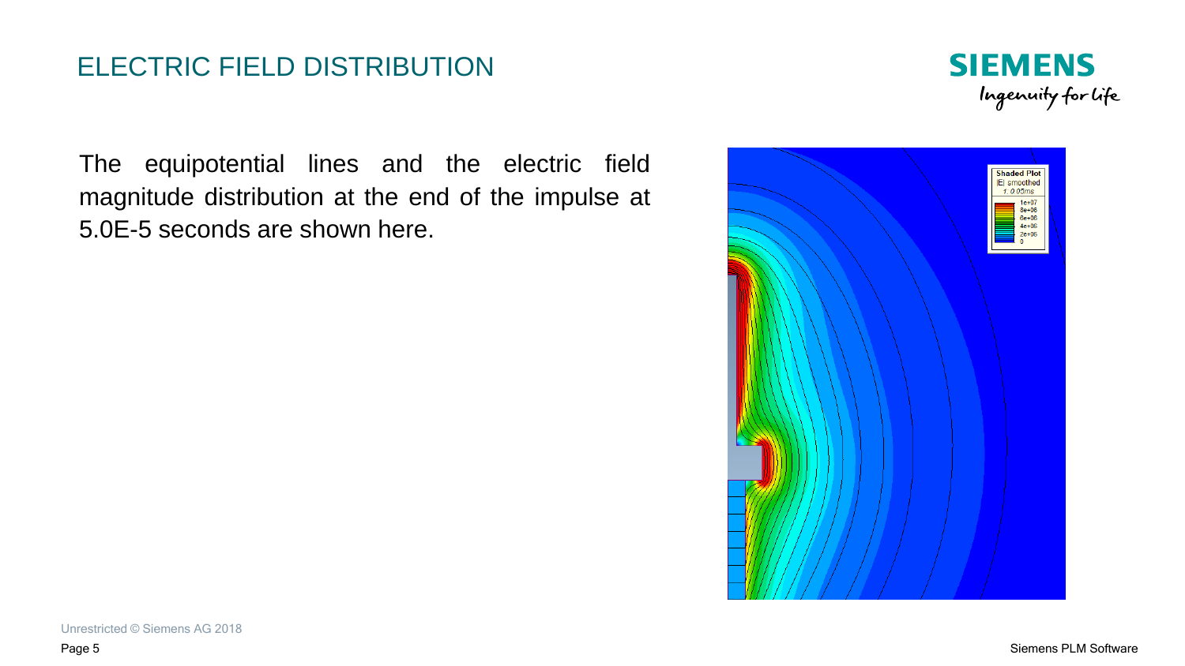# ELECTRIC FIELD DISTRIBUTION

The equipotential lines and the electric field magnitude distribution at the end of the impulse at 5.0E-5 seconds are shown here.

Shaded Plot
|E| smoothed
1 0.05ms
1e+07
8e+06
6e+06
4e+06
2e+06
0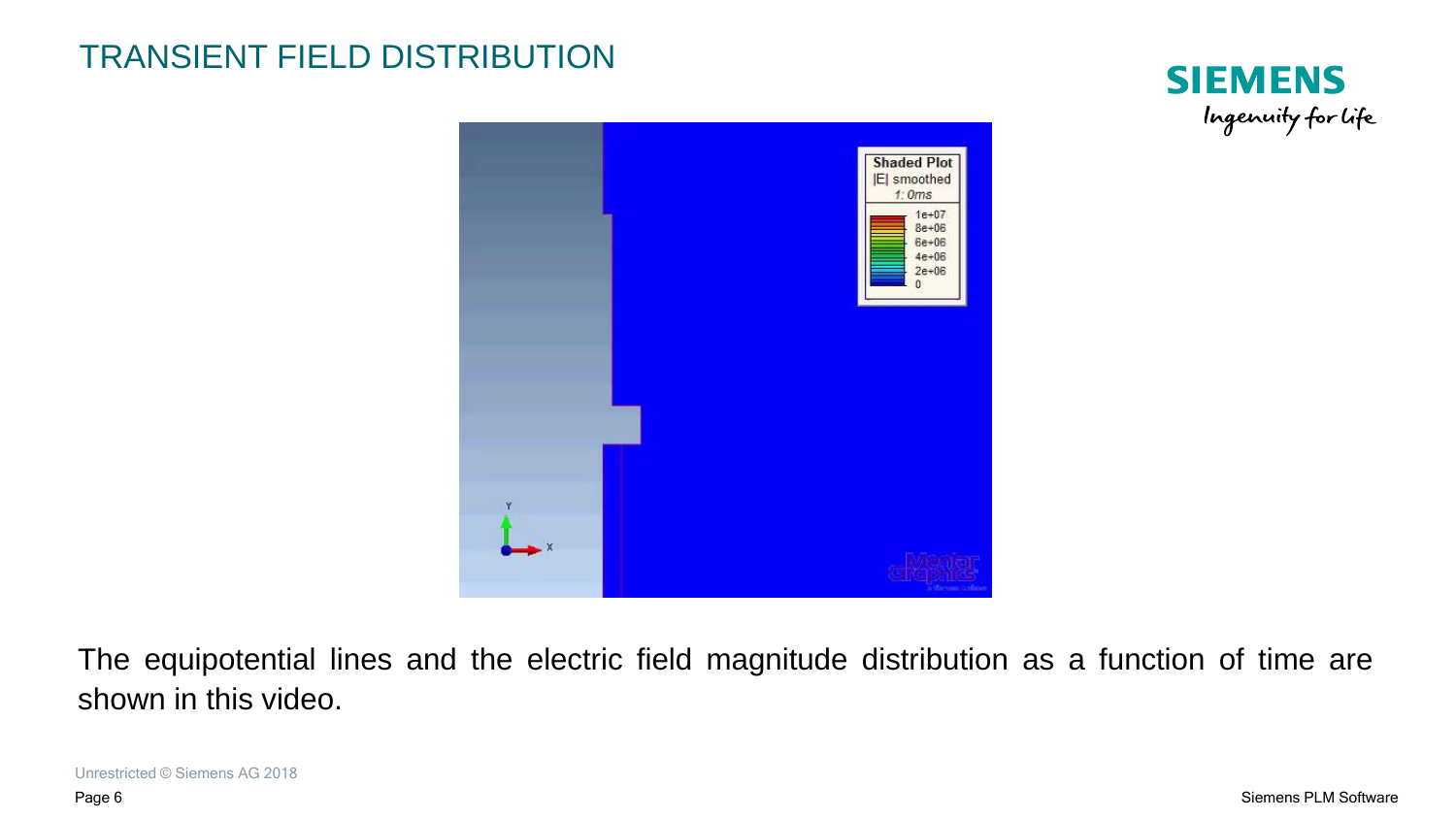# TRANSIENT FIELD DISTRIBUTION

Shaded Plot
|E| smoothed
1: 0ms
1e+07
8e+06
6e+06
4e+06
2e+06
0

The equipotential lines and the electric field magnitude distribution as a function of time are shown in this video.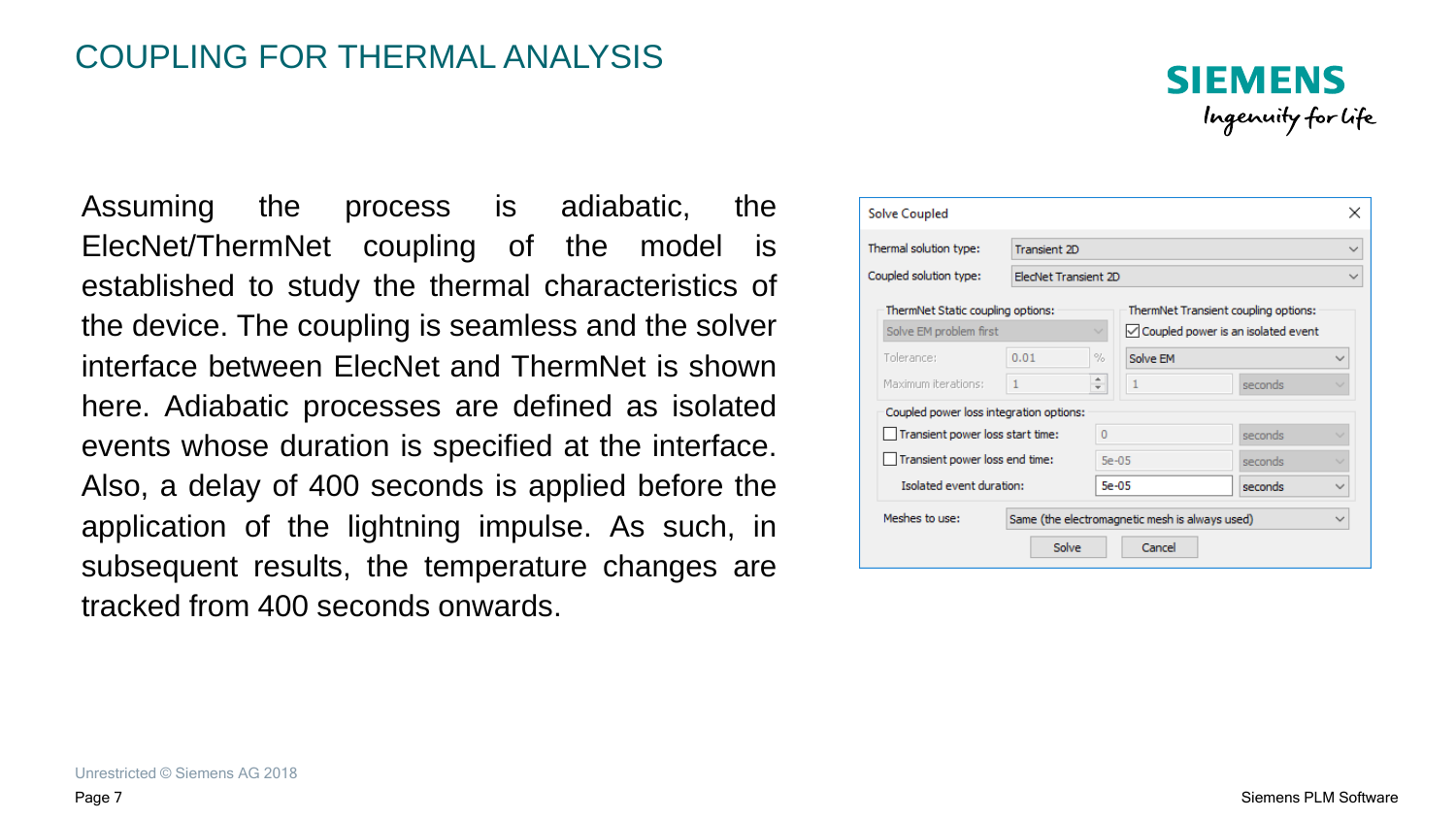# COUPLING FOR THERMAL ANALYSIS

Assuming the process is adiabatic, the ElecNet/ThermNet coupling of the model is established to study the thermal characteristics of the device. The coupling is seamless and the solver interface between ElecNet and ThermNet is shown here. Adiabatic processes are defined as isolated events whose duration is specified at the interface. Also, a delay of 400 seconds is applied before the application of the lightning impulse. As such, in subsequent results, the temperature changes are tracked from 400 seconds onwards.

Solve Coupled

Thermal solution type: Transient 2D

Coupled solution type: ElecNet Transient 2D

ThermNet Static coupling options:

Solve EM problem first

Tolerance: 0.01 %

Maximum iterations: 1

ThermNet Transient coupling options:

Coupled power is an isolated event

Solve EM

1 seconds

Coupled power loss integration options:

Transient power loss start time: 0 seconds

Transient power loss end time: 5e-05 seconds

Isolated event duration: 5e-05 seconds

Meshes to use: Same (the electromagnetic mesh is always used)

Solve

Cancel

Unrestricted © Siemens AG 2018

Siemens PLM Software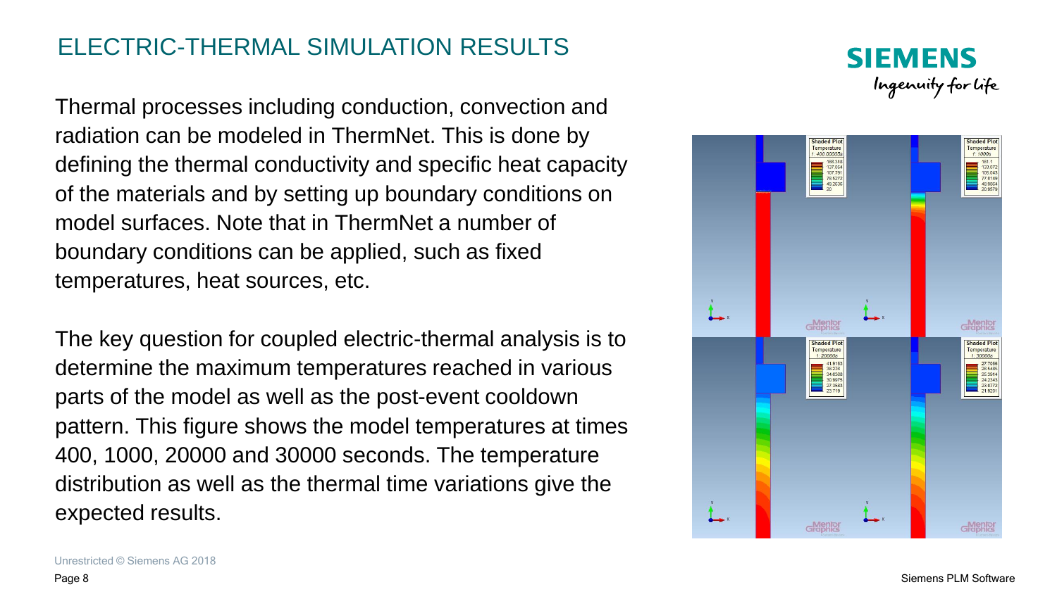# ELECTRIC-THERMAL SIMULATION RESULTS

Thermal processes including conduction, convection and radiation can be modeled in ThermNet. This is done by defining the thermal conductivity and specific heat capacity of the materials and by setting up boundary conditions on model surfaces. Note that in ThermNet a number of boundary conditions can be applied, such as fixed temperatures, heat sources, etc.

The key question for coupled electric-thermal analysis is to determine the maximum temperatures reached in various parts of the model as well as the post-event cooldown pattern. This figure shows the model temperatures at times 400, 1000, 20000 and 30000 seconds. The temperature distribution as well as the thermal time variations give the expected results.

Shaded Plot
Temperature
t: 400.00003s
166.318
137.054
107.791
78.5272
49.2636
20

Shaded Plot
Temperature
t: 1000s
161.1
133.072
105.043
77.0149
48.9864
20.9579

Shaded Plot
Temperature
t: 20000s
41.8153
38.226
34.6368
30.9975
27.3583
23.719

Shaded Plot
Temperature
t: 30000s
27.7656
26.5485
25.3914
24.2343
23.0772
21.9201

Unrestricted © Siemens AG 2018

Siemens PLM Software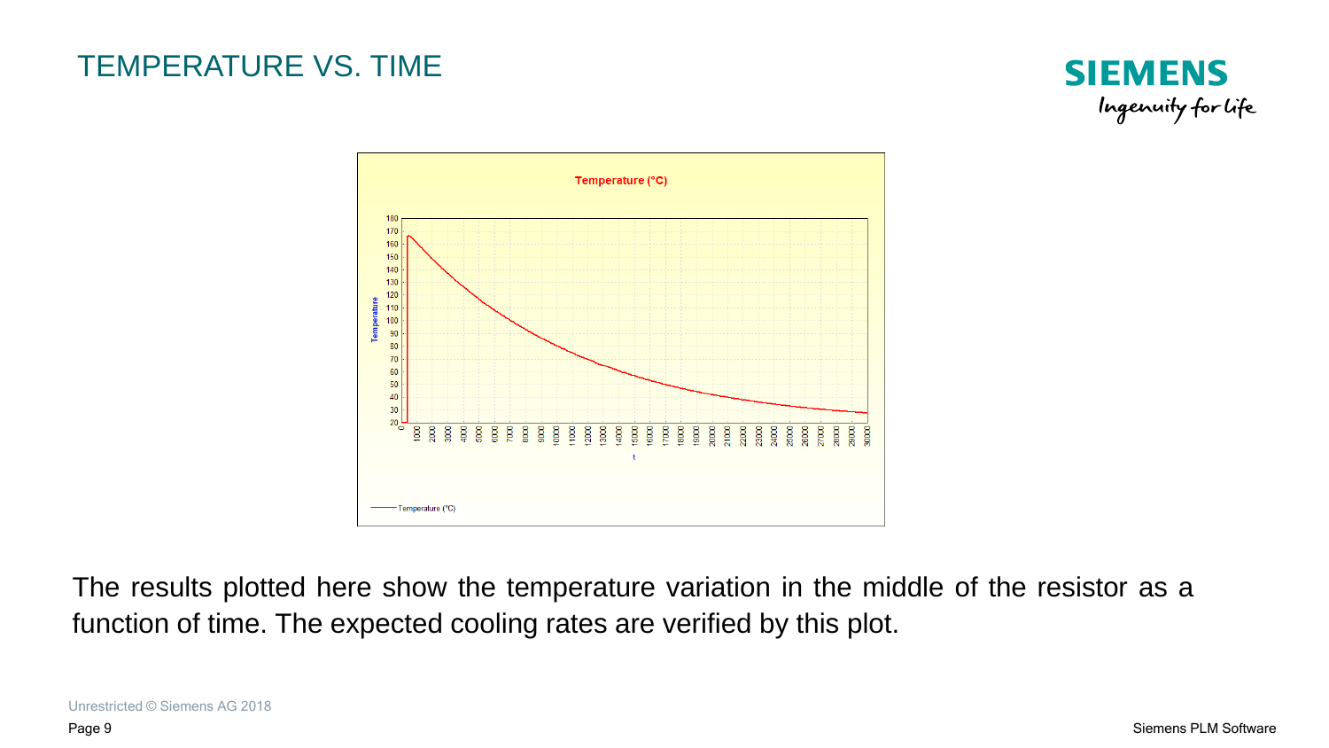# TEMPERATURE VS. TIME

SIEMENS
Ingenuity for life

Temperature (°C)

Temperature

180
170
160
150
140
130
120
110
100
90
80
70
60
50
40
30
20

0
1000
2000
3000
4000
5000
6000
7000
8000
9000
10000
11000
12000
13000
14000
15000
16000
17000
18000
19000
20000
21000
22000
23000
24000
25000
26000
27000
28000
29000
30000

t

Temperature (°C)

The results plotted here show the temperature variation in the middle of the resistor as a function of time. The expected cooling rates are verified by this plot.

Unrestricted © Siemens AG 2018

Siemens PLM Software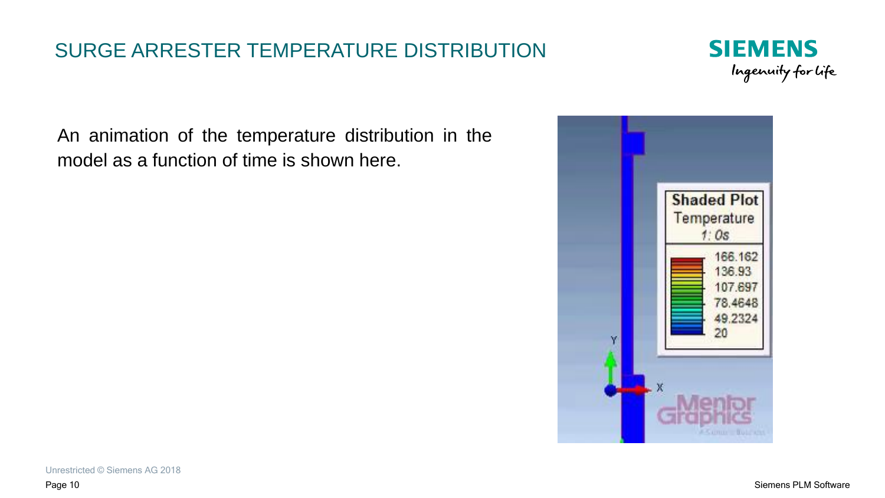# SURGE ARRESTER TEMPERATURE DISTRIBUTION

An animation of the temperature distribution in the model as a function of time is shown here.

Shaded Plot
Temperature
1: 0s

166.162
136.93
107.697
78.4648
49.2324
20

Y
X

Mentor Graphics